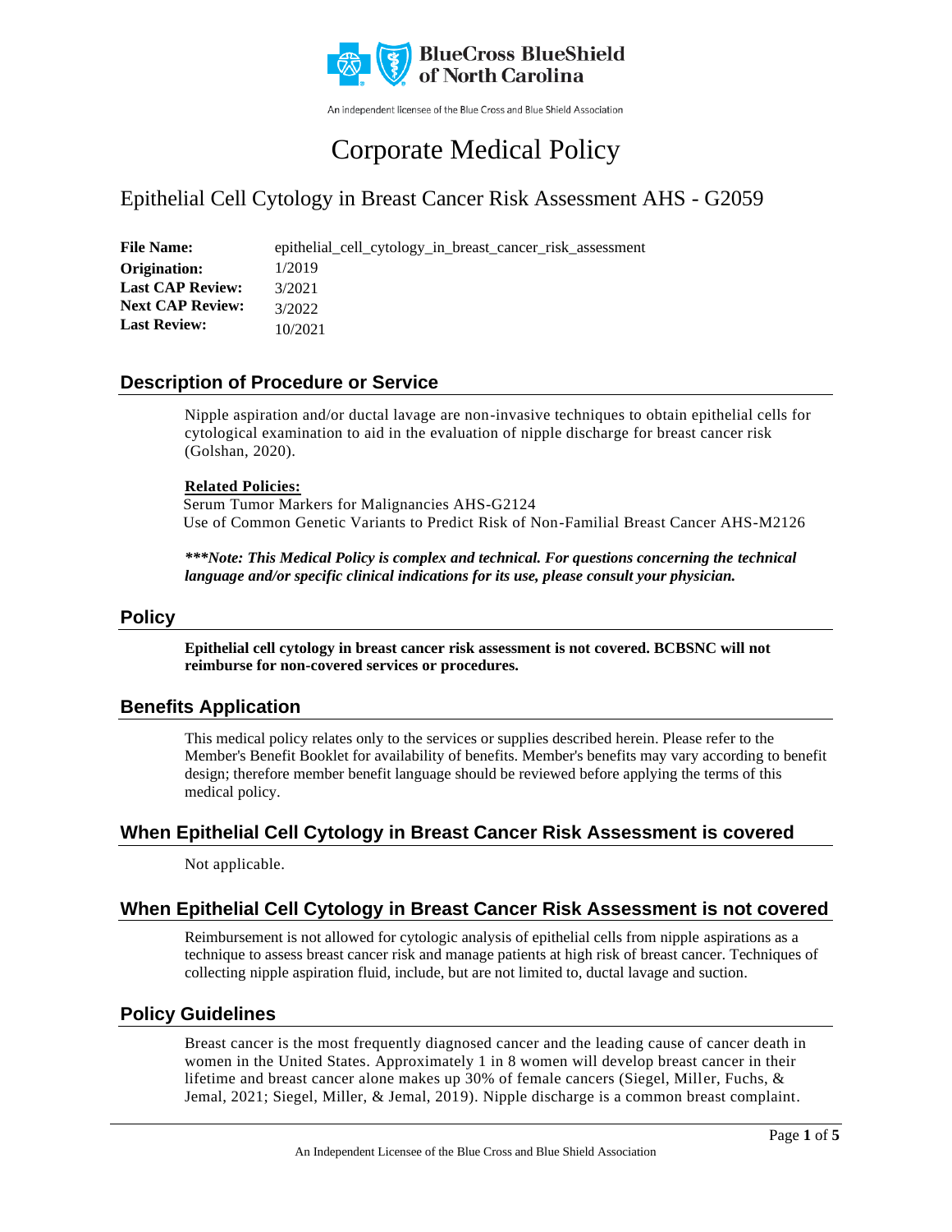BlueCross BlueShield of North Carolina

An independent licensee of the Blue Cross and Blue Shield Association

# Corporate Medical Policy

## Epithelial Cell Cytology in Breast Cancer Risk Assessment AHS - G2059

**File Name:** epithelial_cell_cytology_in_breast_cancer_risk_assessment
**Origination:** 1/2019
**Last CAP Review:** 3/2021
**Next CAP Review:** 3/2022
**Last Review:** 10/2021

## Description of Procedure or Service

Nipple aspiration and/or ductal lavage are non-invasive techniques to obtain epithelial cells for cytological examination to aid in the evaluation of nipple discharge for breast cancer risk (Golshan, 2020).

**Related Policies:**
Serum Tumor Markers for Malignancies AHS-G2124
Use of Common Genetic Variants to Predict Risk of Non-Familial Breast Cancer AHS-M2126

***\*\*\*Note: This Medical Policy is complex and technical. For questions concerning the technical language and/or specific clinical indications for its use, please consult your physician.***

## Policy

**Epithelial cell cytology in breast cancer risk assessment is not covered. BCBSNC will not reimburse for non-covered services or procedures.**

## Benefits Application

This medical policy relates only to the services or supplies described herein. Please refer to the Member's Benefit Booklet for availability of benefits. Member's benefits may vary according to benefit design; therefore member benefit language should be reviewed before applying the terms of this medical policy.

## When Epithelial Cell Cytology in Breast Cancer Risk Assessment is covered

Not applicable.

## When Epithelial Cell Cytology in Breast Cancer Risk Assessment is not covered

Reimbursement is not allowed for cytologic analysis of epithelial cells from nipple aspirations as a technique to assess breast cancer risk and manage patients at high risk of breast cancer. Techniques of collecting nipple aspiration fluid, include, but are not limited to, ductal lavage and suction.

## Policy Guidelines

Breast cancer is the most frequently diagnosed cancer and the leading cause of cancer death in women in the United States. Approximately 1 in 8 women will develop breast cancer in their lifetime and breast cancer alone makes up 30% of female cancers (Siegel, Miller, Fuchs, & Jemal, 2021; Siegel, Miller, & Jemal, 2019). Nipple discharge is a common breast complaint.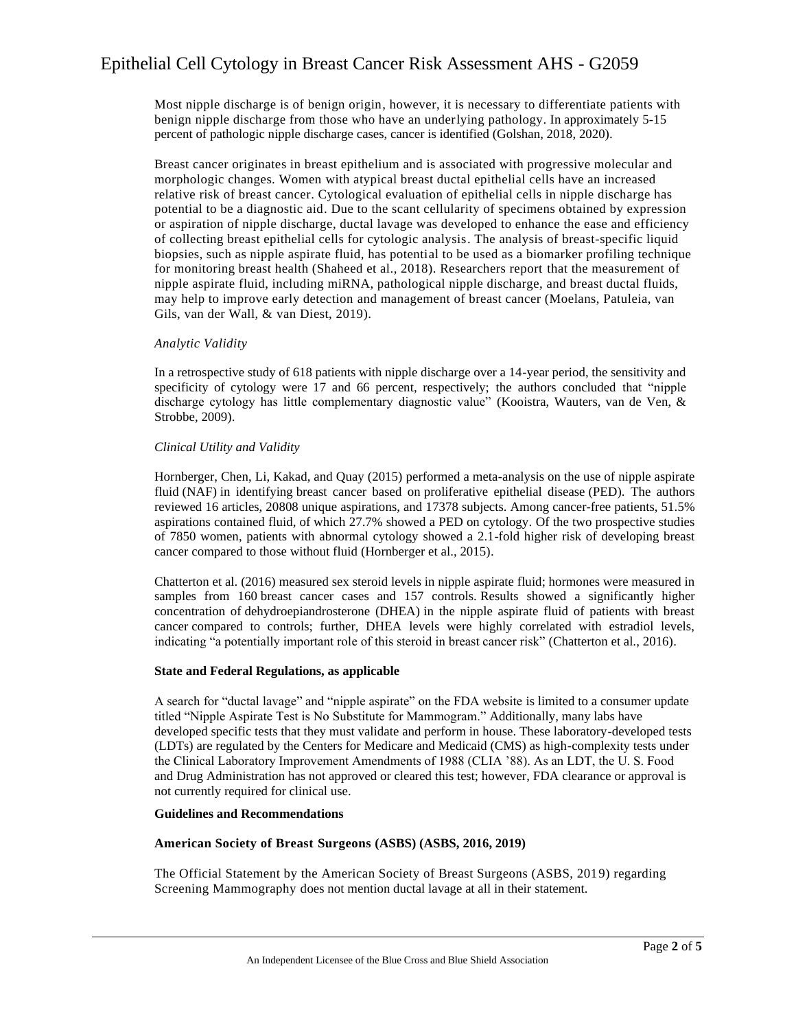Most nipple discharge is of benign origin, however, it is necessary to differentiate patients with benign nipple discharge from those who have an underlying pathology. In approximately 5-15 percent of pathologic nipple discharge cases, cancer is identified (Golshan, 2018, 2020).

Breast cancer originates in breast epithelium and is associated with progressive molecular and morphologic changes. Women with atypical breast ductal epithelial cells have an increased relative risk of breast cancer. Cytological evaluation of epithelial cells in nipple discharge has potential to be a diagnostic aid. Due to the scant cellularity of specimens obtained by expression or aspiration of nipple discharge, ductal lavage was developed to enhance the ease and efficiency of collecting breast epithelial cells for cytologic analysis. The analysis of breast-specific liquid biopsies, such as nipple aspirate fluid, has potential to be used as a biomarker profiling technique for monitoring breast health (Shaheed et al., 2018). Researchers report that the measurement of nipple aspirate fluid, including miRNA, pathological nipple discharge, and breast ductal fluids, may help to improve early detection and management of breast cancer (Moelans, Patuleia, van Gils, van der Wall, & van Diest, 2019).

*Analytic Validity*

In a retrospective study of 618 patients with nipple discharge over a 14-year period, the sensitivity and specificity of cytology were 17 and 66 percent, respectively; the authors concluded that "nipple discharge cytology has little complementary diagnostic value" (Kooistra, Wauters, van de Ven, & Strobbe, 2009).

*Clinical Utility and Validity*

Hornberger, Chen, Li, Kakad, and Quay (2015) performed a meta-analysis on the use of nipple aspirate fluid (NAF) in identifying breast cancer based on proliferative epithelial disease (PED). The authors reviewed 16 articles, 20808 unique aspirations, and 17378 subjects. Among cancer-free patients, 51.5% aspirations contained fluid, of which 27.7% showed a PED on cytology. Of the two prospective studies of 7850 women, patients with abnormal cytology showed a 2.1-fold higher risk of developing breast cancer compared to those without fluid (Hornberger et al., 2015).

Chatterton et al. (2016) measured sex steroid levels in nipple aspirate fluid; hormones were measured in samples from 160 breast cancer cases and 157 controls. Results showed a significantly higher concentration of dehydroepiandrosterone (DHEA) in the nipple aspirate fluid of patients with breast cancer compared to controls; further, DHEA levels were highly correlated with estradiol levels, indicating "a potentially important role of this steroid in breast cancer risk" (Chatterton et al., 2016).

**State and Federal Regulations, as applicable**

A search for "ductal lavage" and "nipple aspirate" on the FDA website is limited to a consumer update titled "Nipple Aspirate Test is No Substitute for Mammogram." Additionally, many labs have developed specific tests that they must validate and perform in house. These laboratory-developed tests (LDTs) are regulated by the Centers for Medicare and Medicaid (CMS) as high-complexity tests under the Clinical Laboratory Improvement Amendments of 1988 (CLIA '88). As an LDT, the U. S. Food and Drug Administration has not approved or cleared this test; however, FDA clearance or approval is not currently required for clinical use.

**Guidelines and Recommendations**

**American Society of Breast Surgeons (ASBS) (ASBS, 2016, 2019)**

The Official Statement by the American Society of Breast Surgeons (ASBS, 2019) regarding Screening Mammography does not mention ductal lavage at all in their statement.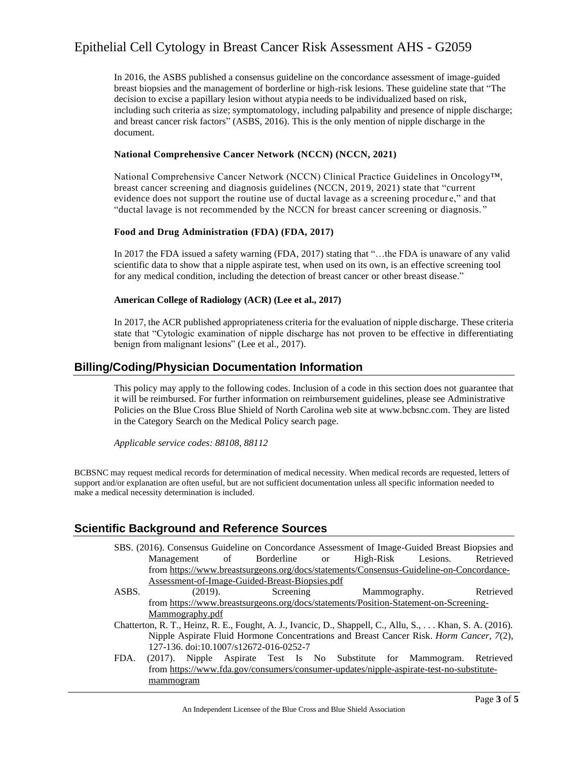In 2016, the ASBS published a consensus guideline on the concordance assessment of image-guided breast biopsies and the management of borderline or high-risk lesions. These guideline state that "The decision to excise a papillary lesion without atypia needs to be individualized based on risk, including such criteria as size; symptomatology, including palpability and presence of nipple discharge; and breast cancer risk factors" (ASBS, 2016). This is the only mention of nipple discharge in the document.

**National Comprehensive Cancer Network (NCCN) (NCCN, 2021)**

National Comprehensive Cancer Network (NCCN) Clinical Practice Guidelines in Oncology™, breast cancer screening and diagnosis guidelines (NCCN, 2019, 2021) state that "current evidence does not support the routine use of ductal lavage as a screening procedure," and that "ductal lavage is not recommended by the NCCN for breast cancer screening or diagnosis."

**Food and Drug Administration (FDA) (FDA, 2017)**

In 2017 the FDA issued a safety warning (FDA, 2017) stating that "…the FDA is unaware of any valid scientific data to show that a nipple aspirate test, when used on its own, is an effective screening tool for any medical condition, including the detection of breast cancer or other breast disease."

**American College of Radiology (ACR) (Lee et al., 2017)**

In 2017, the ACR published appropriateness criteria for the evaluation of nipple discharge. These criteria state that "Cytologic examination of nipple discharge has not proven to be effective in differentiating benign from malignant lesions" (Lee et al., 2017).

## Billing/Coding/Physician Documentation Information

This policy may apply to the following codes. Inclusion of a code in this section does not guarantee that it will be reimbursed. For further information on reimbursement guidelines, please see Administrative Policies on the Blue Cross Blue Shield of North Carolina web site at www.bcbsnc.com. They are listed in the Category Search on the Medical Policy search page.

*Applicable service codes: 88108, 88112*

BCBSNC may request medical records for determination of medical necessity. When medical records are requested, letters of support and/or explanation are often useful, but are not sufficient documentation unless all specific information needed to make a medical necessity determination is included.

## Scientific Background and Reference Sources

SBS. (2016). Consensus Guideline on Concordance Assessment of Image-Guided Breast Biopsies and Management of Borderline or High-Risk Lesions. Retrieved from https://www.breastsurgeons.org/docs/statements/Consensus-Guideline-on-Concordance-Assessment-of-Image-Guided-Breast-Biopsies.pdf

ASBS. (2019). Screening Mammography. Retrieved from https://www.breastsurgeons.org/docs/statements/Position-Statement-on-Screening-Mammography.pdf

Chatterton, R. T., Heinz, R. E., Fought, A. J., Ivancic, D., Shappell, C., Allu, S., . . . Khan, S. A. (2016). Nipple Aspirate Fluid Hormone Concentrations and Breast Cancer Risk. *Horm Cancer, 7*(2), 127-136. doi:10.1007/s12672-016-0252-7

FDA. (2017). Nipple Aspirate Test Is No Substitute for Mammogram. Retrieved from https://www.fda.gov/consumers/consumer-updates/nipple-aspirate-test-no-substitute-mammogram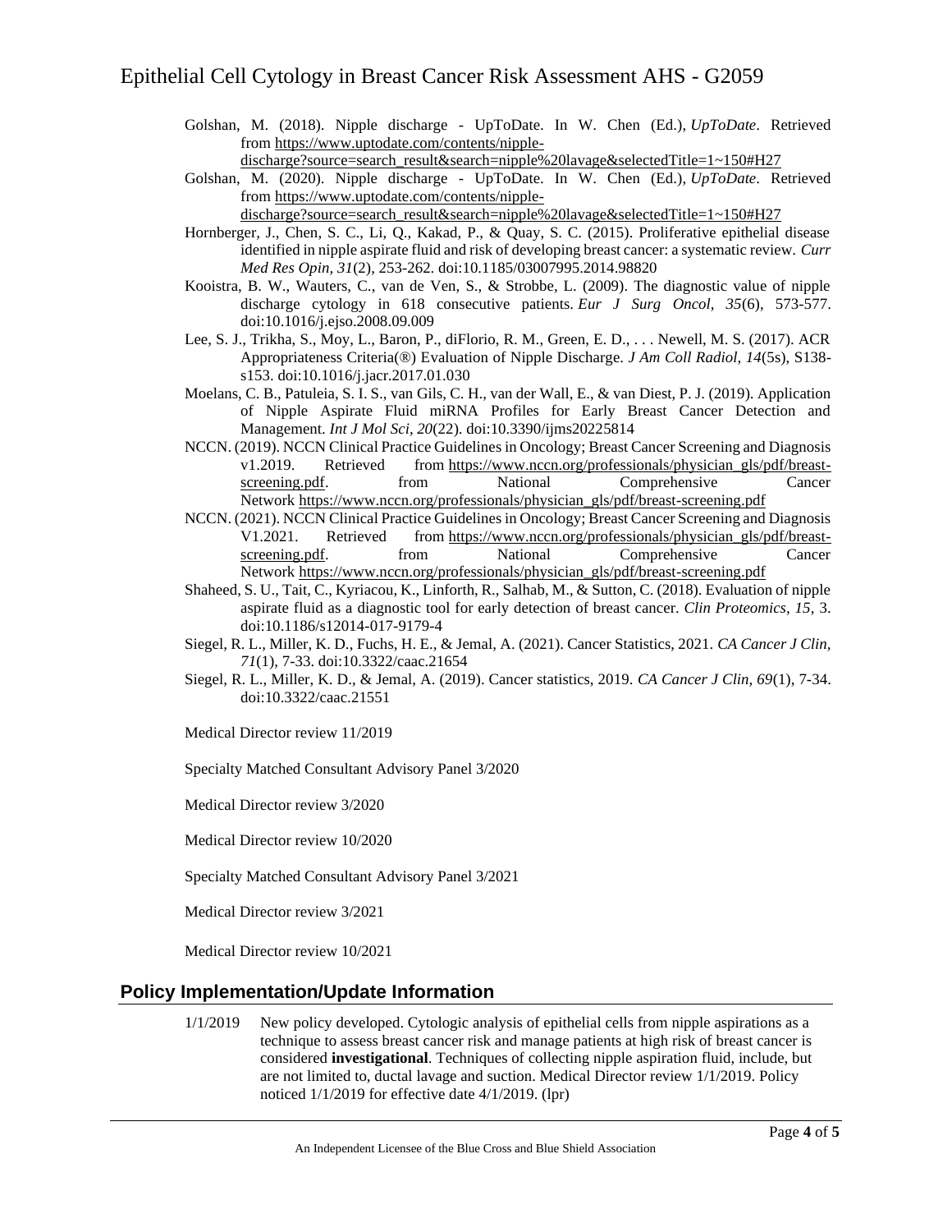Golshan, M. (2018). Nipple discharge - UpToDate. In W. Chen (Ed.), *UpToDate*. Retrieved from https://www.uptodate.com/contents/nipple-discharge?source=search_result&search=nipple%20lavage&selectedTitle=1~150#H27

Golshan, M. (2020). Nipple discharge - UpToDate. In W. Chen (Ed.), *UpToDate*. Retrieved from https://www.uptodate.com/contents/nipple-discharge?source=search_result&search=nipple%20lavage&selectedTitle=1~150#H27

Hornberger, J., Chen, S. C., Li, Q., Kakad, P., & Quay, S. C. (2015). Proliferative epithelial disease identified in nipple aspirate fluid and risk of developing breast cancer: a systematic review. *Curr Med Res Opin, 31*(2), 253-262. doi:10.1185/03007995.2014.98820

Kooistra, B. W., Wauters, C., van de Ven, S., & Strobbe, L. (2009). The diagnostic value of nipple discharge cytology in 618 consecutive patients. *Eur J Surg Oncol, 35*(6), 573-577. doi:10.1016/j.ejso.2008.09.009

Lee, S. J., Trikha, S., Moy, L., Baron, P., diFlorio, R. M., Green, E. D., . . . Newell, M. S. (2017). ACR Appropriateness Criteria(®) Evaluation of Nipple Discharge. *J Am Coll Radiol, 14*(5s), S138-s153. doi:10.1016/j.jacr.2017.01.030

Moelans, C. B., Patuleia, S. I. S., van Gils, C. H., van der Wall, E., & van Diest, P. J. (2019). Application of Nipple Aspirate Fluid miRNA Profiles for Early Breast Cancer Detection and Management. *Int J Mol Sci, 20*(22). doi:10.3390/ijms20225814

NCCN. (2019). NCCN Clinical Practice Guidelines in Oncology; Breast Cancer Screening and Diagnosis v1.2019. Retrieved from https://www.nccn.org/professionals/physician_gls/pdf/breast-screening.pdf. from National Comprehensive Cancer Network https://www.nccn.org/professionals/physician_gls/pdf/breast-screening.pdf

NCCN. (2021). NCCN Clinical Practice Guidelines in Oncology; Breast Cancer Screening and Diagnosis V1.2021. Retrieved from https://www.nccn.org/professionals/physician_gls/pdf/breast-screening.pdf. from National Comprehensive Cancer Network https://www.nccn.org/professionals/physician_gls/pdf/breast-screening.pdf

Shaheed, S. U., Tait, C., Kyriacou, K., Linforth, R., Salhab, M., & Sutton, C. (2018). Evaluation of nipple aspirate fluid as a diagnostic tool for early detection of breast cancer. *Clin Proteomics, 15*, 3. doi:10.1186/s12014-017-9179-4

Siegel, R. L., Miller, K. D., Fuchs, H. E., & Jemal, A. (2021). Cancer Statistics, 2021. *CA Cancer J Clin, 71*(1), 7-33. doi:10.3322/caac.21654

Siegel, R. L., Miller, K. D., & Jemal, A. (2019). Cancer statistics, 2019. *CA Cancer J Clin, 69*(1), 7-34. doi:10.3322/caac.21551

Medical Director review 11/2019

Specialty Matched Consultant Advisory Panel 3/2020

Medical Director review 3/2020

Medical Director review 10/2020

Specialty Matched Consultant Advisory Panel 3/2021

Medical Director review 3/2021

Medical Director review 10/2021

## Policy Implementation/Update Information

1/1/2019 New policy developed. Cytologic analysis of epithelial cells from nipple aspirations as a technique to assess breast cancer risk and manage patients at high risk of breast cancer is considered **investigational**. Techniques of collecting nipple aspiration fluid, include, but are not limited to, ductal lavage and suction. Medical Director review 1/1/2019. Policy noticed 1/1/2019 for effective date 4/1/2019. (lpr)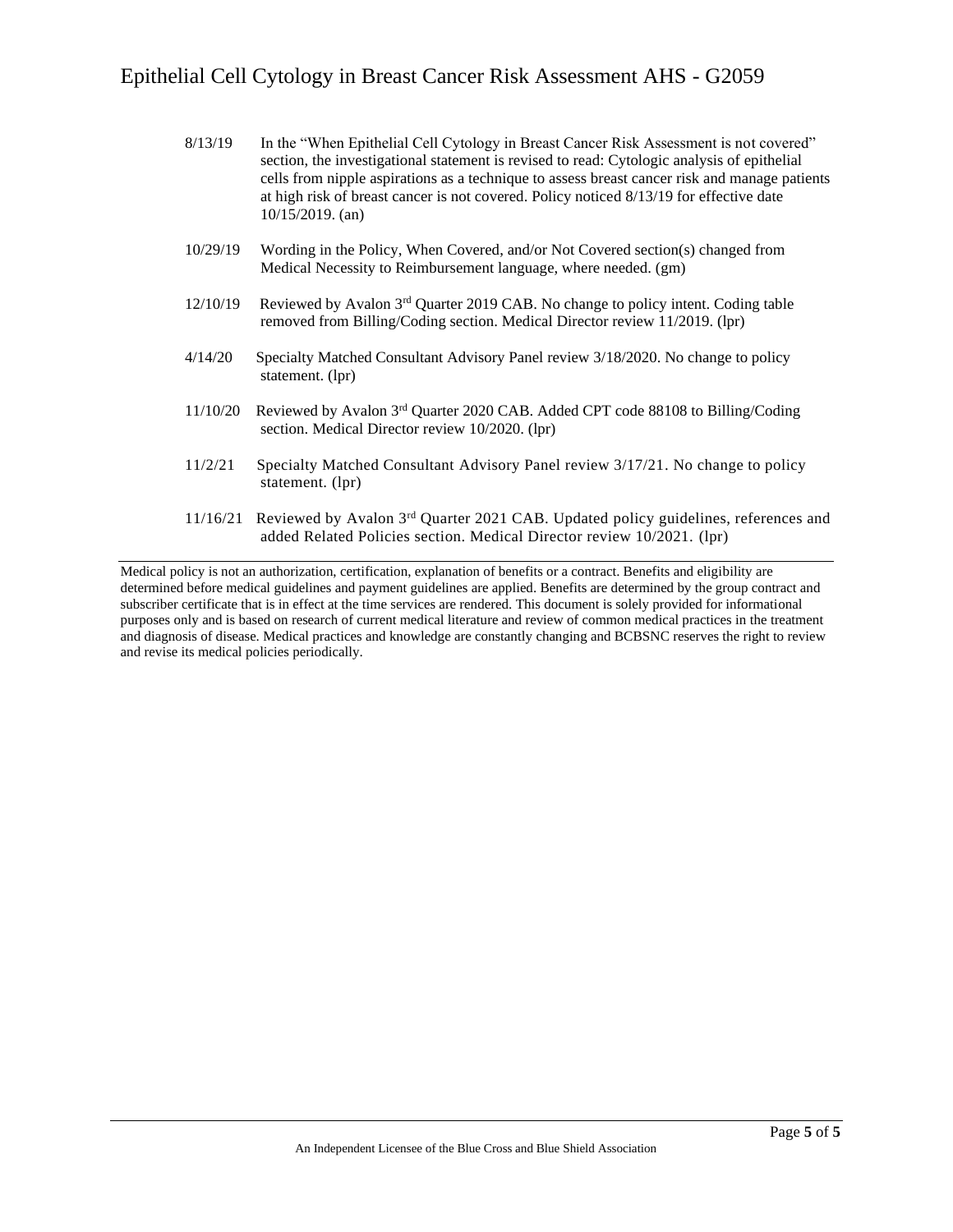8/13/19 In the "When Epithelial Cell Cytology in Breast Cancer Risk Assessment is not covered" section, the investigational statement is revised to read: Cytologic analysis of epithelial cells from nipple aspirations as a technique to assess breast cancer risk and manage patients at high risk of breast cancer is not covered. Policy noticed 8/13/19 for effective date 10/15/2019. (an)

10/29/19 Wording in the Policy, When Covered, and/or Not Covered section(s) changed from Medical Necessity to Reimbursement language, where needed. (gm)

12/10/19 Reviewed by Avalon 3rd Quarter 2019 CAB. No change to policy intent. Coding table removed from Billing/Coding section. Medical Director review 11/2019. (lpr)

4/14/20 Specialty Matched Consultant Advisory Panel review 3/18/2020. No change to policy statement. (lpr)

11/10/20 Reviewed by Avalon 3rd Quarter 2020 CAB. Added CPT code 88108 to Billing/Coding section. Medical Director review 10/2020. (lpr)

11/2/21 Specialty Matched Consultant Advisory Panel review 3/17/21. No change to policy statement. (lpr)

11/16/21 Reviewed by Avalon 3rd Quarter 2021 CAB. Updated policy guidelines, references and added Related Policies section. Medical Director review 10/2021. (lpr)

---

Medical policy is not an authorization, certification, explanation of benefits or a contract. Benefits and eligibility are determined before medical guidelines and payment guidelines are applied. Benefits are determined by the group contract and subscriber certificate that is in effect at the time services are rendered. This document is solely provided for informational purposes only and is based on research of current medical literature and review of common medical practices in the treatment and diagnosis of disease. Medical practices and knowledge are constantly changing and BCBSNC reserves the right to review and revise its medical policies periodically.